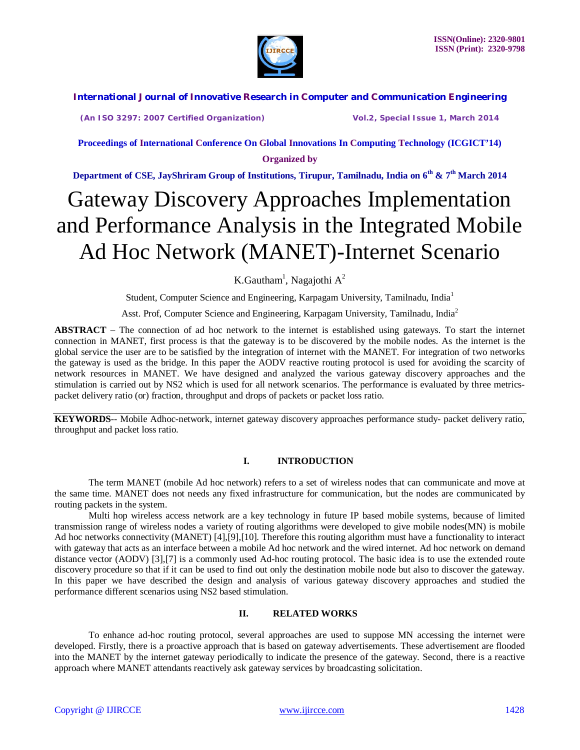# Gateway Discovery Approaches Implementation and Performance Analysis in the Integrated Mobile Ad Hoc Network (MANET)-Internet Scenario

K.Gautham[1], Nagajothi A[2]

Student, Computer Science and Engineering, Karpagam University, Tamilnadu, India[1]

Asst. Prof, Computer Science and Engineering, Karpagam University, Tamilnadu, India[2]

**ABSTRACT** – The connection of ad hoc network to the internet is established using gateways. To start the internet connection in MANET, first process is that the gateway is to be discovered by the mobile nodes. As the internet is the global service the user are to be satisfied by the integration of internet with the MANET. For integration of two networks the gateway is used as the bridge. In this paper the AODV reactive routing protocol is used for avoiding the scarcity of network resources in MANET. We have designed and analyzed the various gateway discovery approaches and the stimulation is carried out by NS2 which is used for all network scenarios. The performance is evaluated by three metrics- packet delivery ratio (or) fraction, throughput and drops of packets or packet loss ratio.

**KEYWORDS**-- Mobile Adhoc-network, internet gateway discovery approaches performance study- packet delivery ratio, throughput and packet loss ratio.

## I. INTRODUCTION

The term MANET (mobile Ad hoc network) refers to a set of wireless nodes that can communicate and move at the same time. MANET does not needs any fixed infrastructure for communication, but the nodes are communicated by routing packets in the system.

Multi hop wireless access network are a key technology in future IP based mobile systems, because of limited transmission range of wireless nodes a variety of routing algorithms were developed to give mobile nodes(MN) is mobile Ad hoc networks connectivity (MANET) [4],[9],[10]. Therefore this routing algorithm must have a functionality to interact with gateway that acts as an interface between a mobile Ad hoc network and the wired internet. Ad hoc network on demand distance vector (AODV) [3],[7] is a commonly used Ad-hoc routing protocol. The basic idea is to use the extended route discovery procedure so that if it can be used to find out only the destination mobile node but also to discover the gateway. In this paper we have described the design and analysis of various gateway discovery approaches and studied the performance different scenarios using NS2 based stimulation.

## II. RELATED WORKS

To enhance ad-hoc routing protocol, several approaches are used to suppose MN accessing the internet were developed. Firstly, there is a proactive approach that is based on gateway advertisements. These advertisement are flooded into the MANET by the internet gateway periodically to indicate the presence of the gateway. Second, there is a reactive approach where MANET attendants reactively ask gateway services by broadcasting solicitation.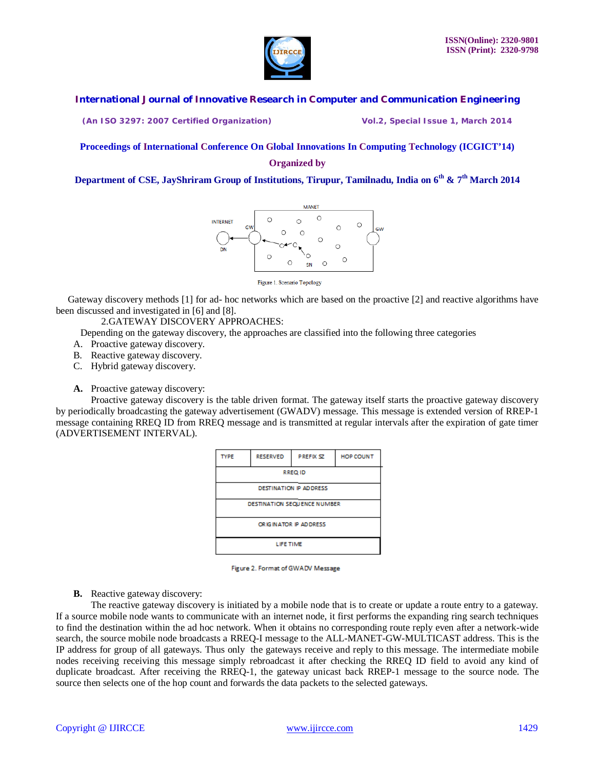Figure 1. Scenario Topology

Gateway discovery methods [1] for ad- hoc networks which are based on the proactive [2] and reactive algorithms have been discussed and investigated in [6] and [8].

## 2.GATEWAY DISCOVERY APPROACHES:

Depending on the gateway discovery, the approaches are classified into the following three categories

A. Proactive gateway discovery.
B. Reactive gateway discovery.
C. Hybrid gateway discovery.

**A.** Proactive gateway discovery:

Proactive gateway discovery is the table driven format. The gateway itself starts the proactive gateway discovery by periodically broadcasting the gateway advertisement (GWADV) message. This message is extended version of RREP-1 message containing RREQ ID from RREQ message and is transmitted at regular intervals after the expiration of gate timer (ADVERTISEMENT INTERVAL).

| TYPE | RESERVED | PREFIX SZ | HOP COUNT |
|---|---|---|---|
| RREQ ID | | | |
| DESTINATION IP ADDRESS | | | |
| DESTINATION SEQUENCE NUMBER | | | |
| ORIGINATOR IP ADDRESS | | | |
| LIFE TIME | | | |

Figure 2. Format of GWADV Message

**B.** Reactive gateway discovery:

The reactive gateway discovery is initiated by a mobile node that is to create or update a route entry to a gateway. If a source mobile node wants to communicate with an internet node, it first performs the expanding ring search techniques to find the destination within the ad hoc network. When it obtains no corresponding route reply even after a network-wide search, the source mobile node broadcasts a RREQ-I message to the ALL-MANET-GW-MULTICAST address. This is the IP address for group of all gateways. Thus only the gateways receive and reply to this message. The intermediate mobile nodes receiving receiving this message simply rebroadcast it after checking the RREQ ID field to avoid any kind of duplicate broadcast. After receiving the RREQ-1, the gateway unicast back RREP-1 message to the source node. The source then selects one of the hop count and forwards the data packets to the selected gateways.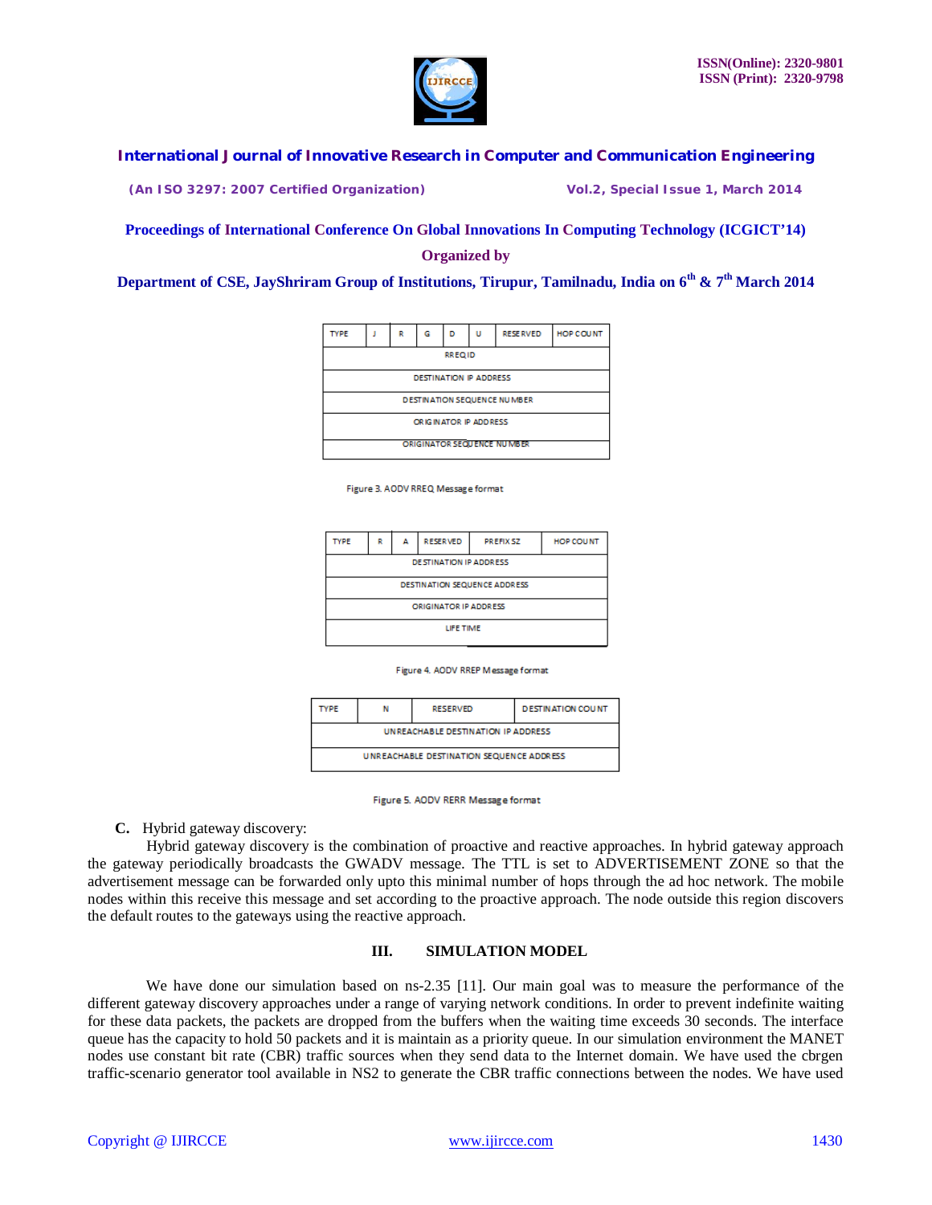| TYPE | J | R | G | D | U | RESERVED | HOP COUNT |
|---|---|---|---|---|---|---|---|
| RREQ ID | | | | | | | |
| DESTINATION IP ADDRESS | | | | | | | |
| DESTINATION SEQUENCE NUMBER | | | | | | | |
| ORIGINATOR IP ADDRESS | | | | | | | |
| ORIGINATOR SEQUENCE NUMBER | | | | | | | |

Figure 3. AODV RREQ Message format

| TYPE | R | A | RESERVED | PREFIX SZ | HOP COUNT |
|---|---|---|---|---|---|
| DESTINATION IP ADDRESS | | | | | |
| DESTINATION SEQUENCE ADDRESS | | | | | |
| ORIGINATOR IP ADDRESS | | | | | |
| LIFE TIME | | | | | |

Figure 4. AODV RREP Message format

| TYPE | N | RESERVED | DESTINATION COUNT |
|---|---|---|---|
| UNREACHABLE DESTINATION IP ADDRESS | | | |
| UNREACHABLE DESTINATION SEQUENCE ADDRESS | | | |

Figure 5. AODV RERR Message format

**C.** Hybrid gateway discovery:

Hybrid gateway discovery is the combination of proactive and reactive approaches. In hybrid gateway approach the gateway periodically broadcasts the GWADV message. The TTL is set to ADVERTISEMENT ZONE so that the advertisement message can be forwarded only upto this minimal number of hops through the ad hoc network. The mobile nodes within this receive this message and set according to the proactive approach. The node outside this region discovers the default routes to the gateways using the reactive approach.

## III. SIMULATION MODEL

We have done our simulation based on ns-2.35 [11]. Our main goal was to measure the performance of the different gateway discovery approaches under a range of varying network conditions. In order to prevent indefinite waiting for these data packets, the packets are dropped from the buffers when the waiting time exceeds 30 seconds. The interface queue has the capacity to hold 50 packets and it is maintain as a priority queue. In our simulation environment the MANET nodes use constant bit rate (CBR) traffic sources when they send data to the Internet domain. We have used the cbrgen traffic-scenario generator tool available in NS2 to generate the CBR traffic connections between the nodes. We have used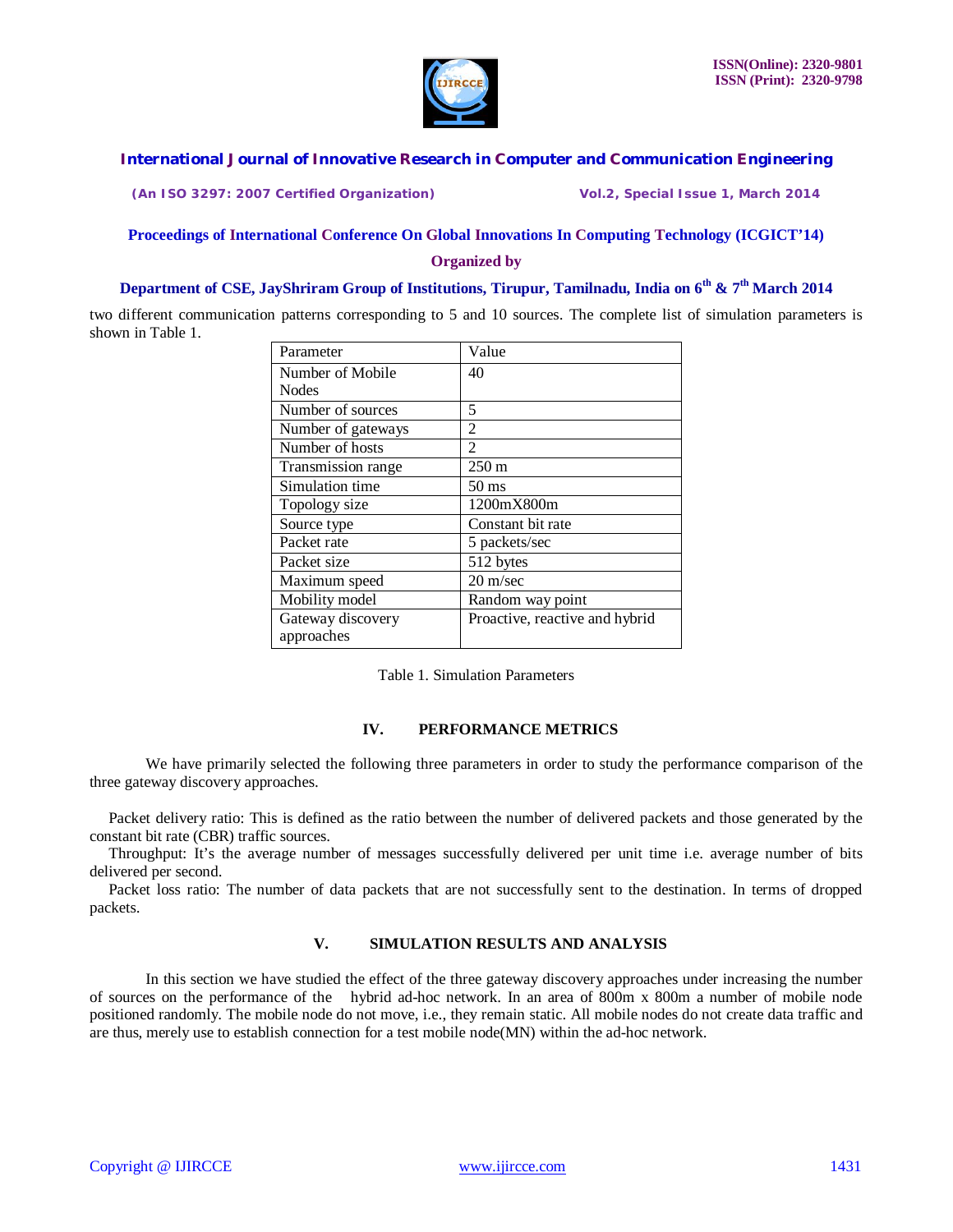two different communication patterns corresponding to 5 and 10 sources. The complete list of simulation parameters is shown in Table 1.

| Parameter | Value |
| --- | --- |
| Number of Mobile Nodes | 40 |
| Number of sources | 5 |
| Number of gateways | 2 |
| Number of hosts | 2 |
| Transmission range | 250 m |
| Simulation time | 50 ms |
| Topology size | 1200mX800m |
| Source type | Constant bit rate |
| Packet rate | 5 packets/sec |
| Packet size | 512 bytes |
| Maximum speed | 20 m/sec |
| Mobility model | Random way point |
| Gateway discovery approaches | Proactive, reactive and hybrid |

Table 1. Simulation Parameters

## IV. PERFORMANCE METRICS

We have primarily selected the following three parameters in order to study the performance comparison of the three gateway discovery approaches.

Packet delivery ratio: This is defined as the ratio between the number of delivered packets and those generated by the constant bit rate (CBR) traffic sources.

Throughput: It's the average number of messages successfully delivered per unit time i.e. average number of bits delivered per second.

Packet loss ratio: The number of data packets that are not successfully sent to the destination. In terms of dropped packets.

## V. SIMULATION RESULTS AND ANALYSIS

In this section we have studied the effect of the three gateway discovery approaches under increasing the number of sources on the performance of the hybrid ad-hoc network. In an area of 800m x 800m a number of mobile node positioned randomly. The mobile node do not move, i.e., they remain static. All mobile nodes do not create data traffic and are thus, merely use to establish connection for a test mobile node(MN) within the ad-hoc network.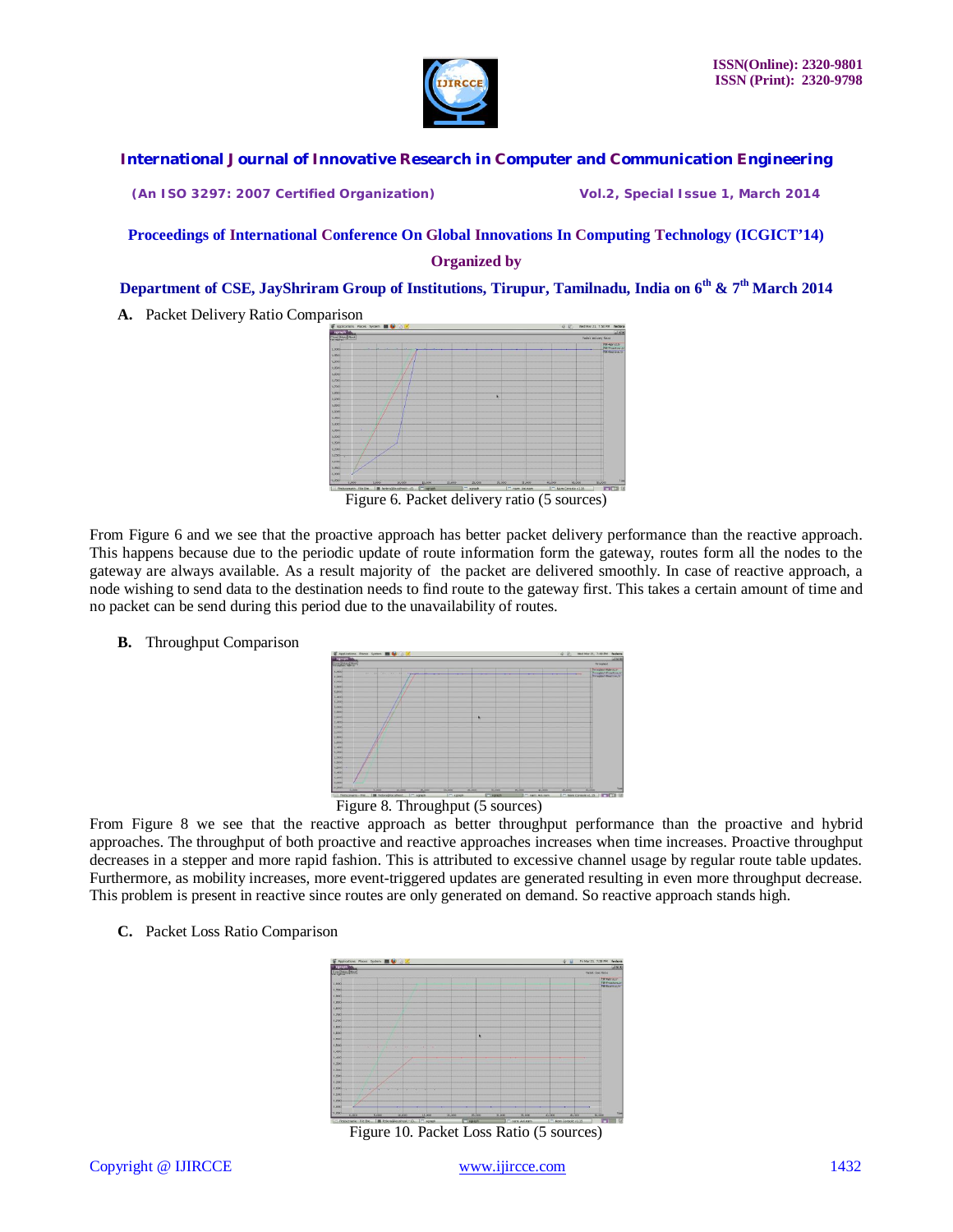## A. Packet Delivery Ratio Comparison

Figure 6. Packet delivery ratio (5 sources)

From Figure 6 and we see that the proactive approach has better packet delivery performance than the reactive approach. This happens because due to the periodic update of route information form the gateway, routes form all the nodes to the gateway are always available. As a result majority of the packet are delivered smoothly. In case of reactive approach, a node wishing to send data to the destination needs to find route to the gateway first. This takes a certain amount of time and no packet can be send during this period due to the unavailability of routes.

## B. Throughput Comparison

Figure 8. Throughput (5 sources)

From Figure 8 we see that the reactive approach as better throughput performance than the proactive and hybrid approaches. The throughput of both proactive and reactive approaches increases when time increases. Proactive throughput decreases in a stepper and more rapid fashion. This is attributed to excessive channel usage by regular route table updates. Furthermore, as mobility increases, more event-triggered updates are generated resulting in even more throughput decrease. This problem is present in reactive since routes are only generated on demand. So reactive approach stands high.

## C. Packet Loss Ratio Comparison

Figure 10. Packet Loss Ratio (5 sources)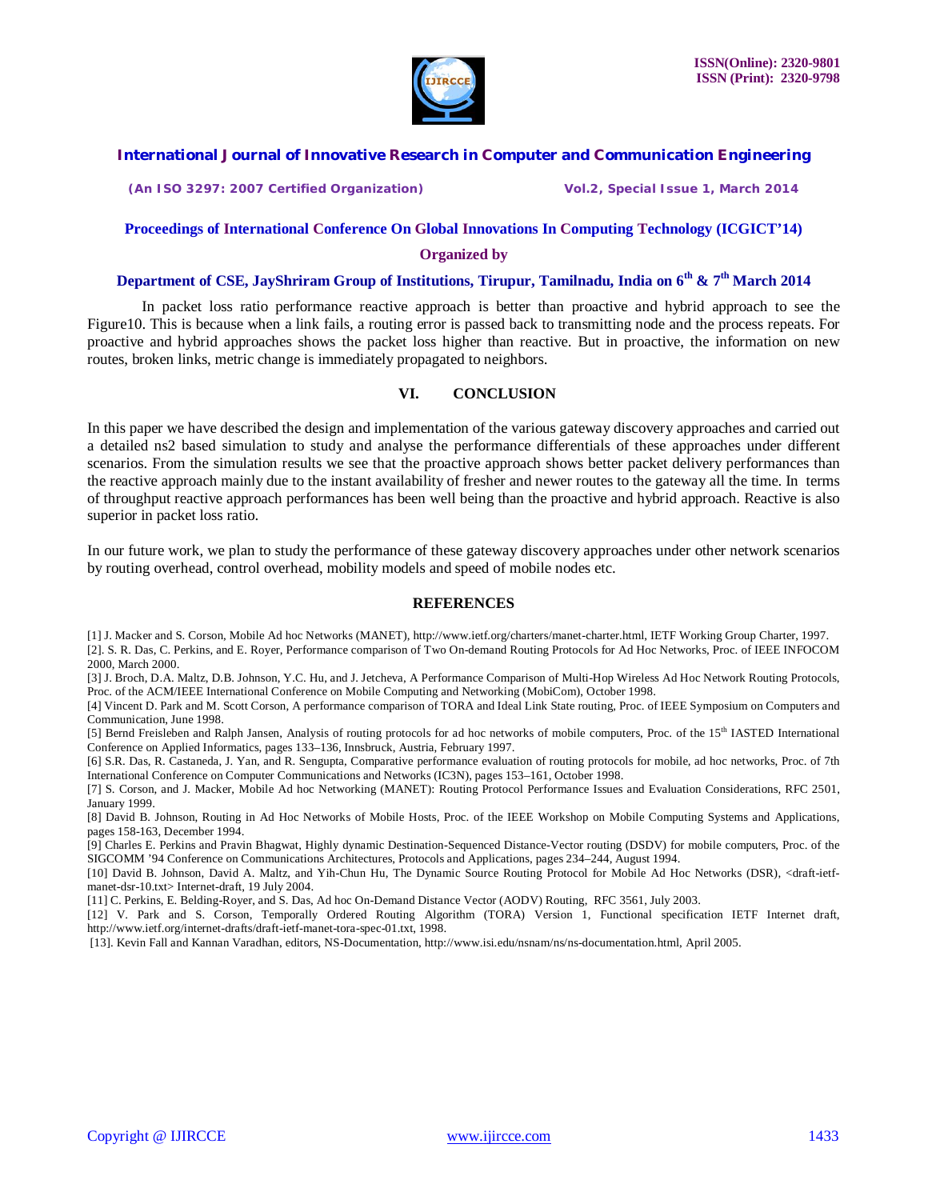In packet loss ratio performance reactive approach is better than proactive and hybrid approach to see the Figure10. This is because when a link fails, a routing error is passed back to transmitting node and the process repeats. For proactive and hybrid approaches shows the packet loss higher than reactive. But in proactive, the information on new routes, broken links, metric change is immediately propagated to neighbors.

## VI. CONCLUSION

In this paper we have described the design and implementation of the various gateway discovery approaches and carried out a detailed ns2 based simulation to study and analyse the performance differentials of these approaches under different scenarios. From the simulation results we see that the proactive approach shows better packet delivery performances than the reactive approach mainly due to the instant availability of fresher and newer routes to the gateway all the time. In terms of throughput reactive approach performances has been well being than the proactive and hybrid approach. Reactive is also superior in packet loss ratio.

In our future work, we plan to study the performance of these gateway discovery approaches under other network scenarios by routing overhead, control overhead, mobility models and speed of mobile nodes etc.

## REFERENCES

[1] J. Macker and S. Corson, Mobile Ad hoc Networks (MANET), http://www.ietf.org/charters/manet-charter.html, IETF Working Group Charter, 1997.

[2]. S. R. Das, C. Perkins, and E. Royer, Performance comparison of Two On-demand Routing Protocols for Ad Hoc Networks, Proc. of IEEE INFOCOM 2000, March 2000.

[3] J. Broch, D.A. Maltz, D.B. Johnson, Y.C. Hu, and J. Jetcheva, A Performance Comparison of Multi-Hop Wireless Ad Hoc Network Routing Protocols, Proc. of the ACM/IEEE International Conference on Mobile Computing and Networking (MobiCom), October 1998.

[4] Vincent D. Park and M. Scott Corson, A performance comparison of TORA and Ideal Link State routing, Proc. of IEEE Symposium on Computers and Communication, June 1998.

[5] Bernd Freisleben and Ralph Jansen, Analysis of routing protocols for ad hoc networks of mobile computers, Proc. of the 15th IASTED International Conference on Applied Informatics, pages 133–136, Innsbruck, Austria, February 1997.

[6] S.R. Das, R. Castaneda, J. Yan, and R. Sengupta, Comparative performance evaluation of routing protocols for mobile, ad hoc networks, Proc. of 7th International Conference on Computer Communications and Networks (IC3N), pages 153–161, October 1998.

[7] S. Corson, and J. Macker, Mobile Ad hoc Networking (MANET): Routing Protocol Performance Issues and Evaluation Considerations, RFC 2501, January 1999.

[8] David B. Johnson, Routing in Ad Hoc Networks of Mobile Hosts, Proc. of the IEEE Workshop on Mobile Computing Systems and Applications, pages 158-163, December 1994.

[9] Charles E. Perkins and Pravin Bhagwat, Highly dynamic Destination-Sequenced Distance-Vector routing (DSDV) for mobile computers, Proc. of the SIGCOMM '94 Conference on Communications Architectures, Protocols and Applications, pages 234–244, August 1994.

[10] David B. Johnson, David A. Maltz, and Yih-Chun Hu, The Dynamic Source Routing Protocol for Mobile Ad Hoc Networks (DSR), <draft-ietf-manet-dsr-10.txt> Internet-draft, 19 July 2004.

[11] C. Perkins, E. Belding-Royer, and S. Das, Ad hoc On-Demand Distance Vector (AODV) Routing, RFC 3561, July 2003.

[12] V. Park and S. Corson, Temporally Ordered Routing Algorithm (TORA) Version 1, Functional specification IETF Internet draft, http://www.ietf.org/internet-drafts/draft-ietf-manet-tora-spec-01.txt, 1998.

[13]. Kevin Fall and Kannan Varadhan, editors, NS-Documentation, http://www.isi.edu/nsnam/ns/ns-documentation.html, April 2005.